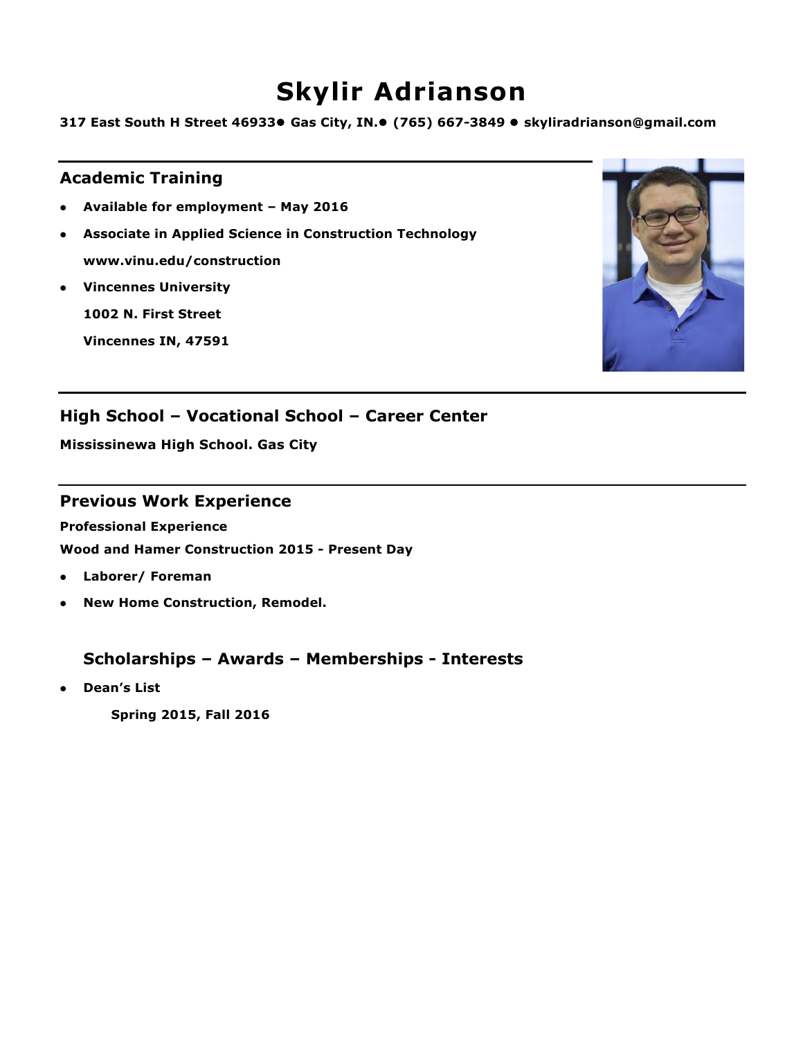# Skylir Adrianson

**317 East South H Street 46933● Gas City, IN.● (765) 667-3849 ● skyliradrianson@gmail.com**

## Academic Training

- **Available for employment – May 2016**
- **Associate in Applied Science in Construction Technology**

  **www.vinu.edu/construction**
- **Vincennes University**

  **1002 N. First Street**

  **Vincennes IN, 47591**

## High School – Vocational School – Career Center

**Mississinewa High School. Gas City**

## Previous Work Experience

**Professional Experience**

**Wood and Hamer Construction 2015 - Present Day**

- **Laborer/ Foreman**
- **New Home Construction, Remodel.**

## Scholarships – Awards – Memberships - Interests

- **Dean's List**

  **Spring 2015, Fall 2016**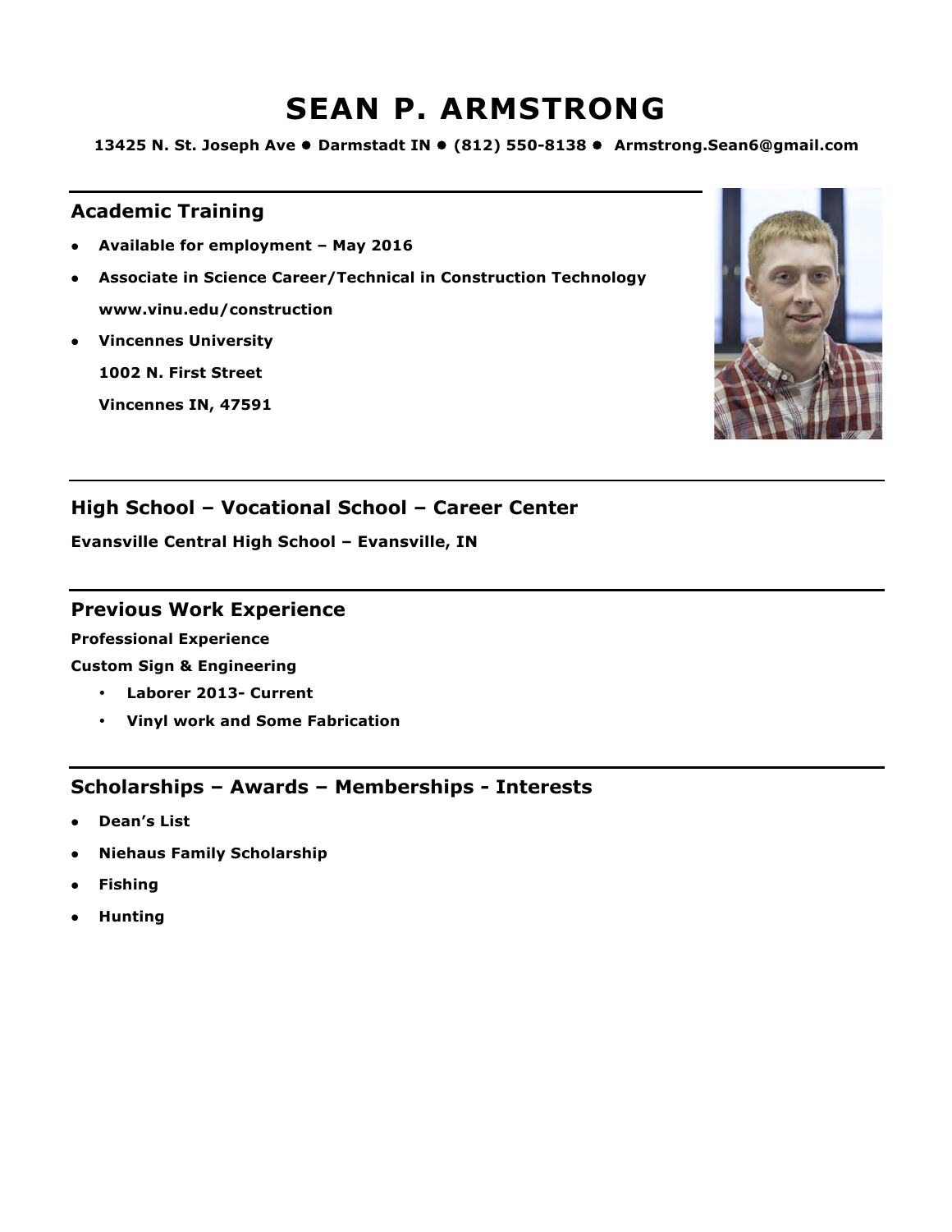# SEAN P. ARMSTRONG

**13425 N. St. Joseph Ave ● Darmstadt IN ● (812) 550-8138 ● Armstrong.Sean6@gmail.com**

## Academic Training

- **Available for employment – May 2016**
- **Associate in Science Career/Technical in Construction Technology**
  **www.vinu.edu/construction**
- **Vincennes University**
  **1002 N. First Street**
  **Vincennes IN, 47591**

## High School – Vocational School – Career Center

**Evansville Central High School – Evansville, IN**

## Previous Work Experience

**Professional Experience**

**Custom Sign & Engineering**

- **Laborer 2013- Current**
- **Vinyl work and Some Fabrication**

## Scholarships – Awards – Memberships - Interests

- **Dean's List**
- **Niehaus Family Scholarship**
- **Fishing**
- **Hunting**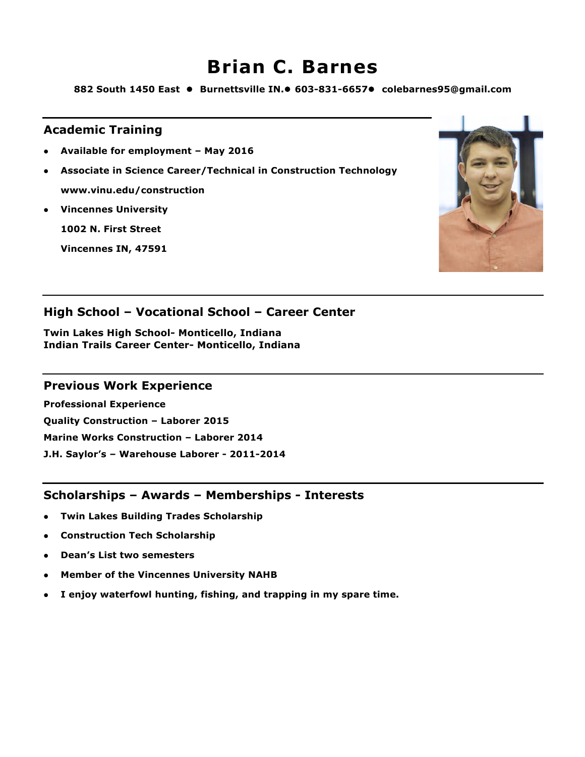# Brian C. Barnes

**882 South 1450 East ● Burnettsville IN.● 603-831-6657● colebarnes95@gmail.com**

## Academic Training

- **Available for employment – May 2016**
- **Associate in Science Career/Technical in Construction Technology**
  **www.vinu.edu/construction**
- **Vincennes University**
  **1002 N. First Street**
  **Vincennes IN, 47591**

## High School – Vocational School – Career Center

**Twin Lakes High School- Monticello, Indiana**
**Indian Trails Career Center- Monticello, Indiana**

## Previous Work Experience

**Professional Experience**

**Quality Construction – Laborer 2015**

**Marine Works Construction – Laborer 2014**

**J.H. Saylor's – Warehouse Laborer - 2011-2014**

## Scholarships – Awards – Memberships - Interests

- **Twin Lakes Building Trades Scholarship**
- **Construction Tech Scholarship**
- **Dean's List two semesters**
- **Member of the Vincennes University NAHB**
- **I enjoy waterfowl hunting, fishing, and trapping in my spare time.**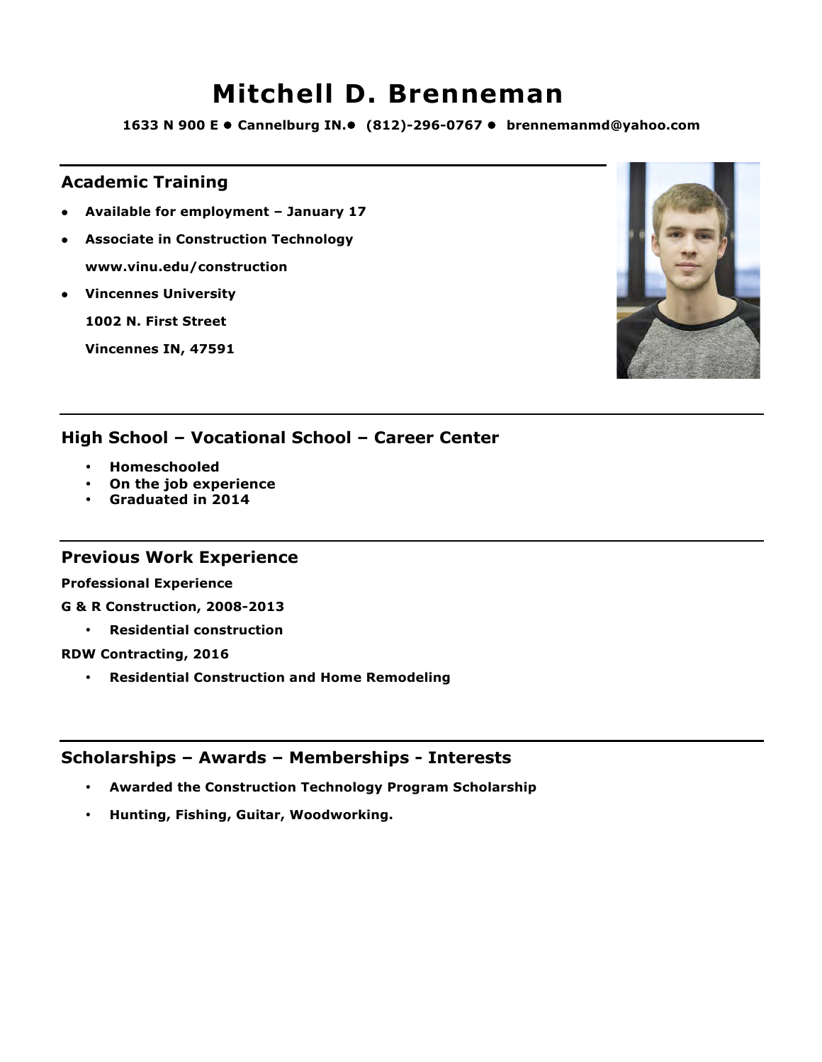# Mitchell D. Brenneman

**1633 N 900 E • Cannelburg IN.• (812)-296-0767 • brennemanmd@yahoo.com**

## Academic Training

- **Available for employment – January 17**
- **Associate in Construction Technology**
  **www.vinu.edu/construction**
- **Vincennes University**
  **1002 N. First Street**
  **Vincennes IN, 47591**

## High School – Vocational School – Career Center

- **Homeschooled**
- **On the job experience**
- **Graduated in 2014**

## Previous Work Experience

**Professional Experience**

**G & R Construction, 2008-2013**

- **Residential construction**

**RDW Contracting, 2016**

- **Residential Construction and Home Remodeling**

## Scholarships – Awards – Memberships - Interests

- **Awarded the Construction Technology Program Scholarship**
- **Hunting, Fishing, Guitar, Woodworking.**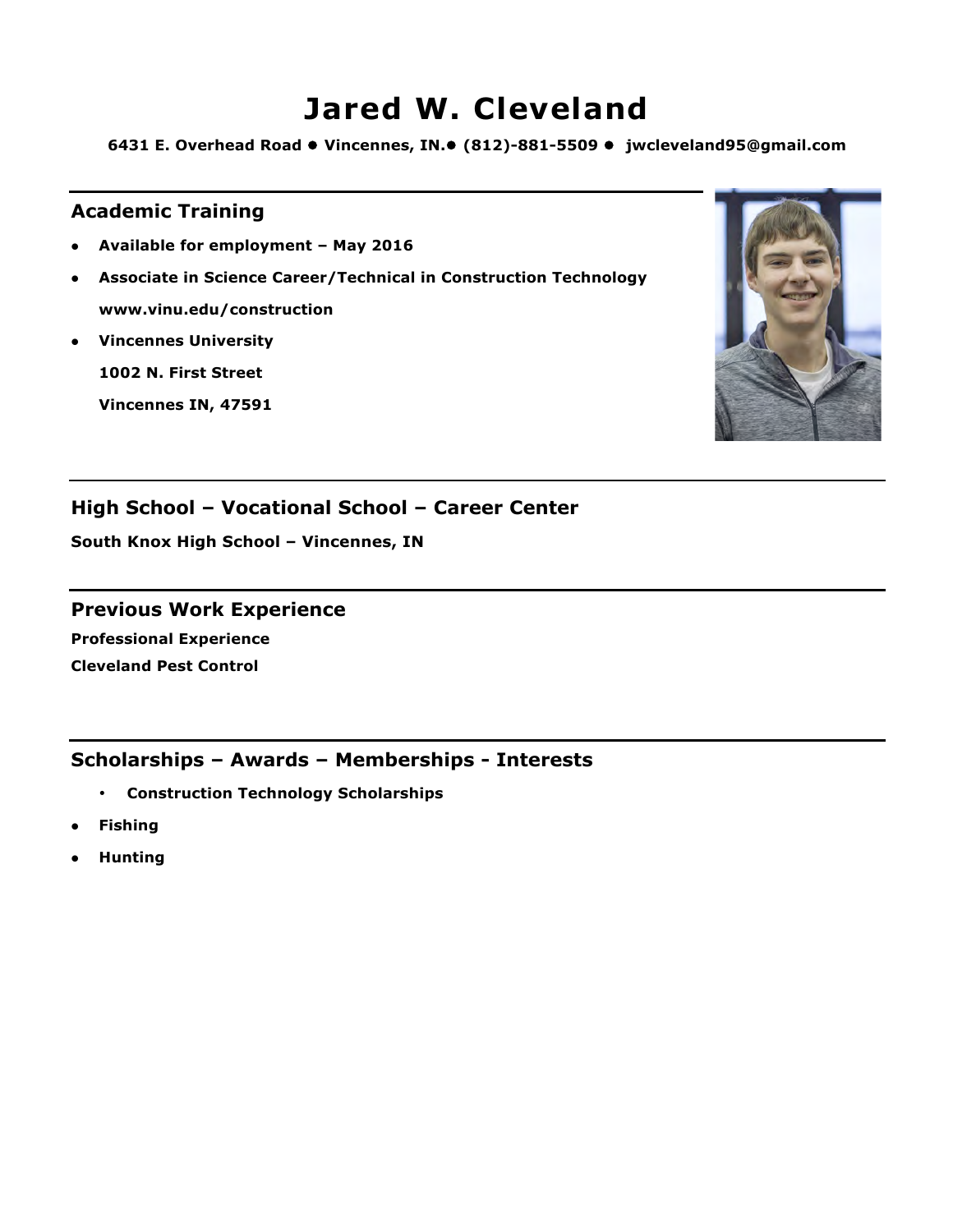# Jared W. Cleveland

**6431 E. Overhead Road ● Vincennes, IN.● (812)-881-5509 ● jwcleveland95@gmail.com**

## Academic Training

- **Available for employment – May 2016**
- **Associate in Science Career/Technical in Construction Technology**
  **www.vinu.edu/construction**
- **Vincennes University**
  **1002 N. First Street**
  **Vincennes IN, 47591**

## High School – Vocational School – Career Center

**South Knox High School – Vincennes, IN**

## Previous Work Experience

**Professional Experience**

**Cleveland Pest Control**

## Scholarships – Awards – Memberships - Interests

- **Construction Technology Scholarships**
- **Fishing**
- **Hunting**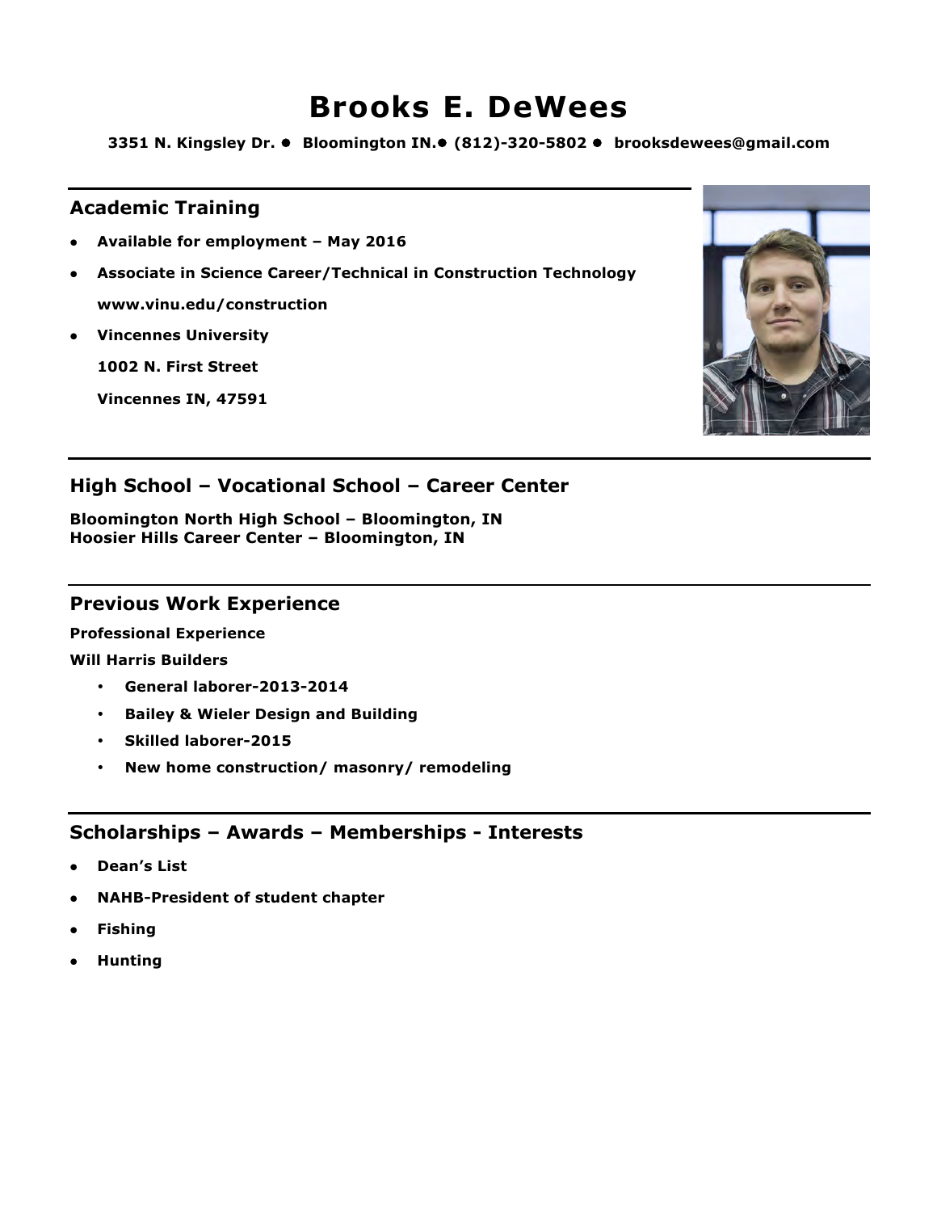# Brooks E. DeWees

**3351 N. Kingsley Dr. ● Bloomington IN.● (812)-320-5802 ● brooksdewees@gmail.com**

## Academic Training

- **Available for employment – May 2016**
- **Associate in Science Career/Technical in Construction Technology**

  **www.vinu.edu/construction**
- **Vincennes University**

  **1002 N. First Street**

  **Vincennes IN, 47591**

## High School – Vocational School – Career Center

**Bloomington North High School – Bloomington, IN**
**Hoosier Hills Career Center – Bloomington, IN**

## Previous Work Experience

**Professional Experience**

**Will Harris Builders**

- **General laborer-2013-2014**
- **Bailey & Wieler Design and Building**
- **Skilled laborer-2015**
- **New home construction/ masonry/ remodeling**

## Scholarships – Awards – Memberships - Interests

- **Dean's List**
- **NAHB-President of student chapter**
- **Fishing**
- **Hunting**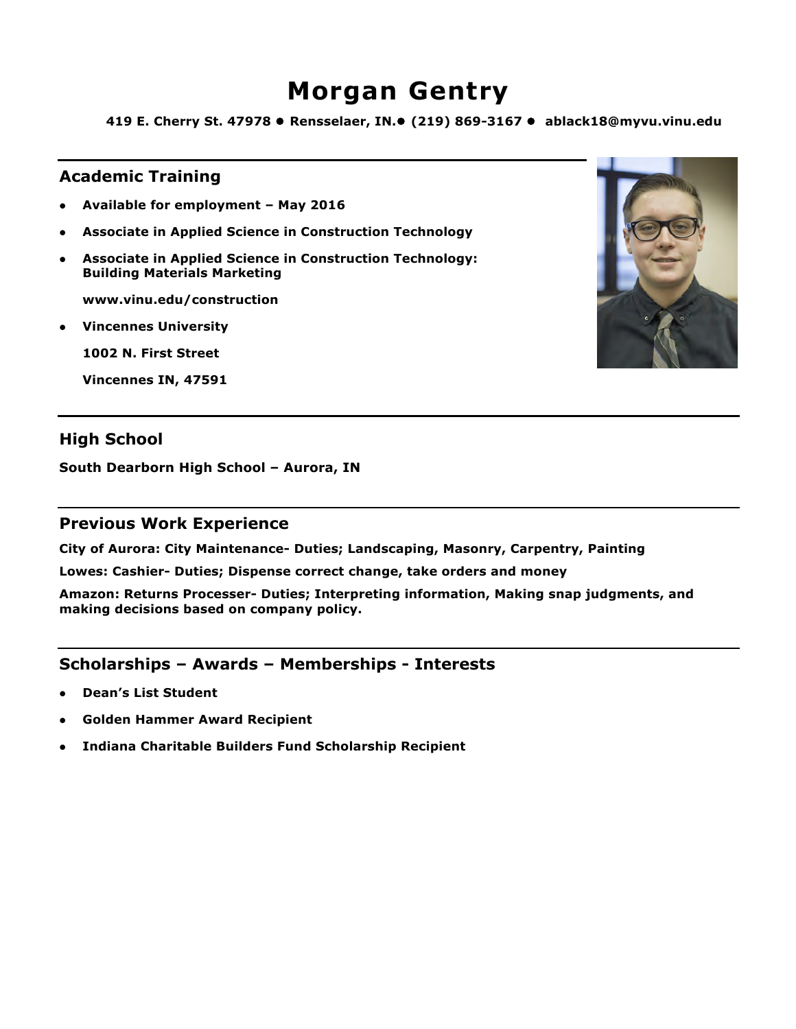# Morgan Gentry

**419 E. Cherry St. 47978 ● Rensselaer, IN.● (219) 869-3167 ● ablack18@myvu.vinu.edu**

## Academic Training

- **Available for employment – May 2016**
- **Associate in Applied Science in Construction Technology**
- **Associate in Applied Science in Construction Technology: Building Materials Marketing**

  **www.vinu.edu/construction**
- **Vincennes University**

  **1002 N. First Street**

  **Vincennes IN, 47591**

## High School

**South Dearborn High School – Aurora, IN**

## Previous Work Experience

**City of Aurora: City Maintenance- Duties; Landscaping, Masonry, Carpentry, Painting**

**Lowes: Cashier- Duties; Dispense correct change, take orders and money**

**Amazon: Returns Processer- Duties; Interpreting information, Making snap judgments, and making decisions based on company policy.**

## Scholarships – Awards – Memberships - Interests

- **Dean's List Student**
- **Golden Hammer Award Recipient**
- **Indiana Charitable Builders Fund Scholarship Recipient**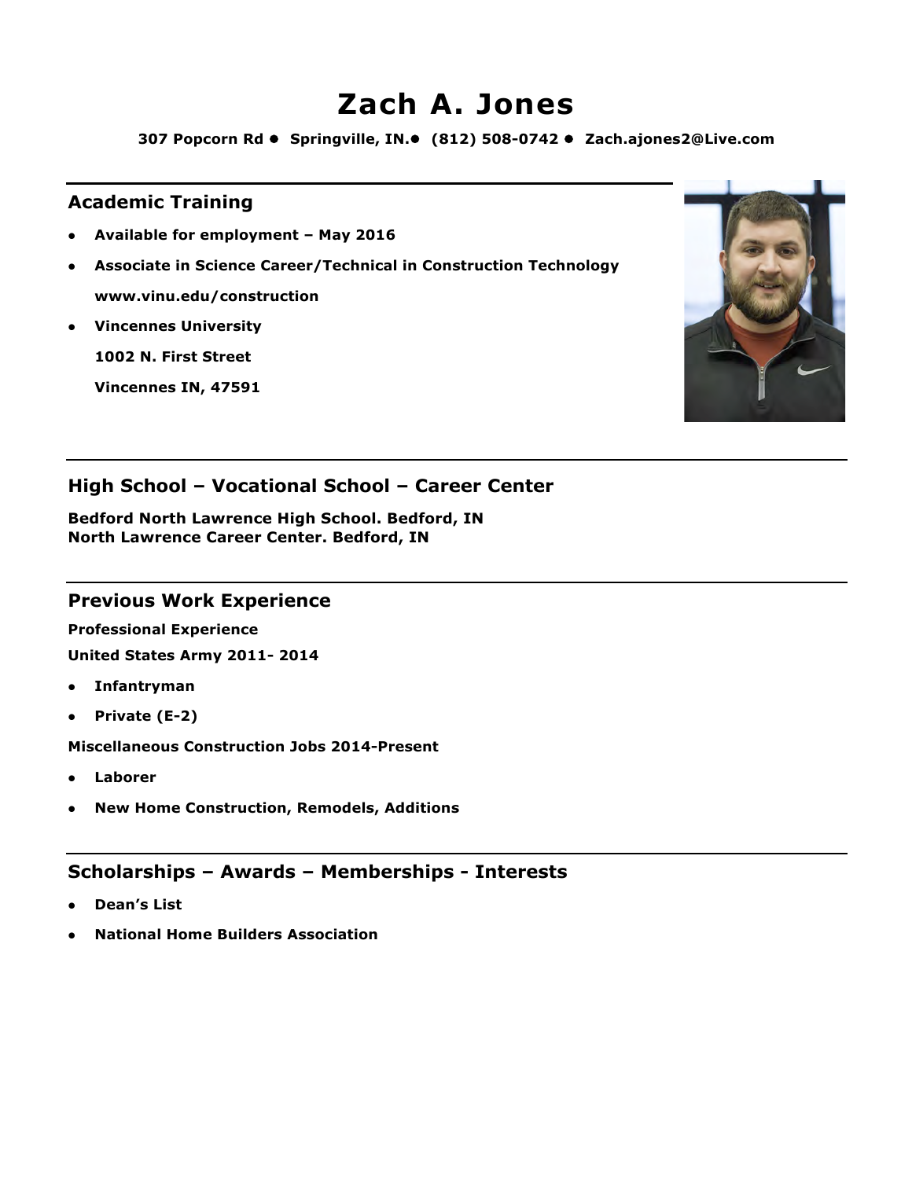# Zach A. Jones

**307 Popcorn Rd ● Springville, IN.● (812) 508-0742 ● Zach.ajones2@Live.com**

## Academic Training

- **Available for employment – May 2016**
- **Associate in Science Career/Technical in Construction Technology**
  **www.vinu.edu/construction**
- **Vincennes University**
  **1002 N. First Street**
  **Vincennes IN, 47591**

## High School – Vocational School – Career Center

**Bedford North Lawrence High School. Bedford, IN**
**North Lawrence Career Center. Bedford, IN**

## Previous Work Experience

**Professional Experience**

**United States Army 2011- 2014**

- **Infantryman**
- **Private (E-2)**

**Miscellaneous Construction Jobs 2014-Present**

- **Laborer**
- **New Home Construction, Remodels, Additions**

## Scholarships – Awards – Memberships - Interests

- **Dean's List**
- **National Home Builders Association**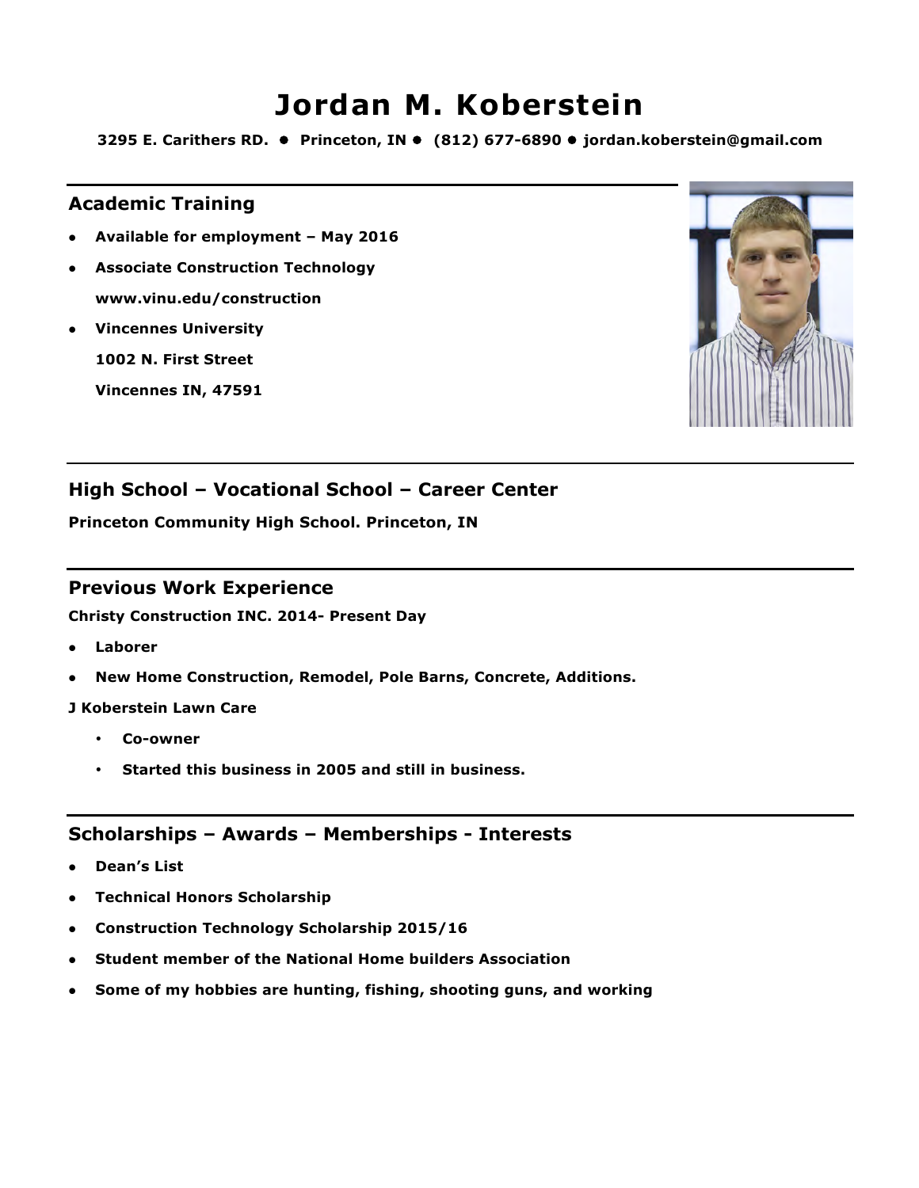# Jordan M. Koberstein

**3295 E. Carithers RD. ● Princeton, IN ● (812) 677-6890 ● jordan.koberstein@gmail.com**

## Academic Training

- **Available for employment – May 2016**
- **Associate Construction Technology**
  **www.vinu.edu/construction**
- **Vincennes University**
  **1002 N. First Street**
  **Vincennes IN, 47591**

## High School – Vocational School – Career Center

**Princeton Community High School. Princeton, IN**

## Previous Work Experience

**Christy Construction INC. 2014- Present Day**

- **Laborer**
- **New Home Construction, Remodel, Pole Barns, Concrete, Additions.**

**J Koberstein Lawn Care**

- **Co-owner**
- **Started this business in 2005 and still in business.**

## Scholarships – Awards – Memberships - Interests

- **Dean's List**
- **Technical Honors Scholarship**
- **Construction Technology Scholarship 2015/16**
- **Student member of the National Home builders Association**
- **Some of my hobbies are hunting, fishing, shooting guns, and working**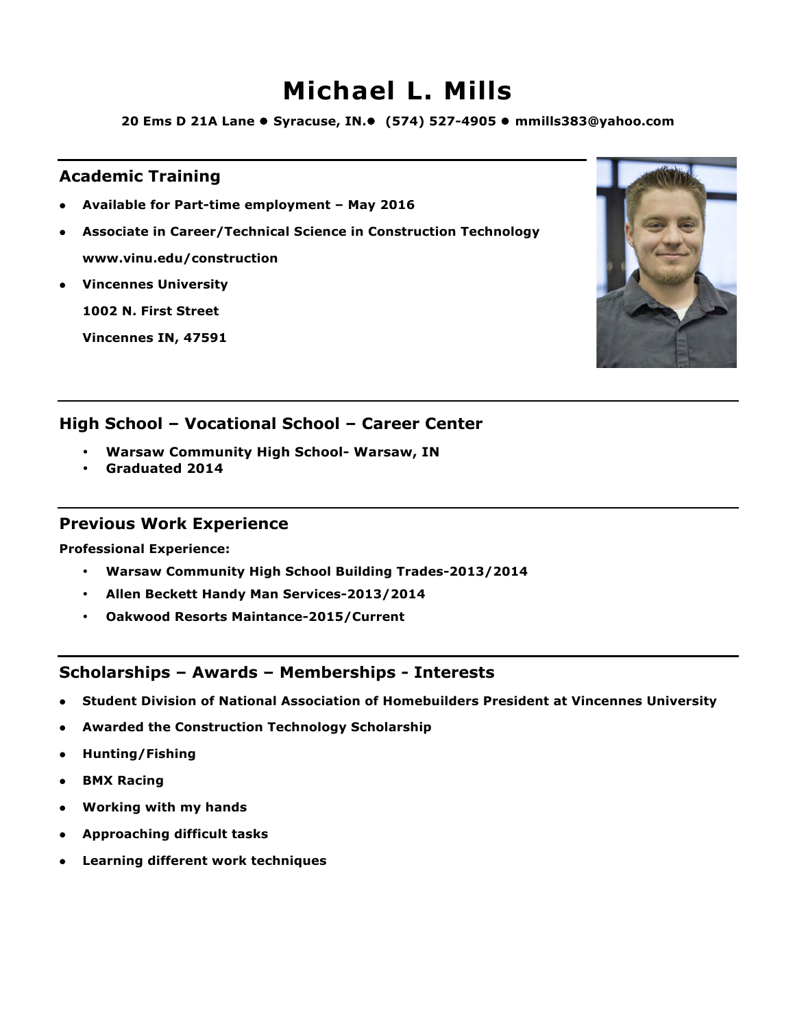# Michael L. Mills

**20 Ems D 21A Lane ● Syracuse, IN.● (574) 527-4905 ● mmills383@yahoo.com**

## Academic Training

- **Available for Part-time employment – May 2016**
- **Associate in Career/Technical Science in Construction Technology**
  **www.vinu.edu/construction**
- **Vincennes University**
  **1002 N. First Street**
  **Vincennes IN, 47591**

## High School – Vocational School – Career Center

- **Warsaw Community High School- Warsaw, IN**
- **Graduated 2014**

## Previous Work Experience

**Professional Experience:**

- **Warsaw Community High School Building Trades-2013/2014**
- **Allen Beckett Handy Man Services-2013/2014**
- **Oakwood Resorts Maintance-2015/Current**

## Scholarships – Awards – Memberships - Interests

- **Student Division of National Association of Homebuilders President at Vincennes University**
- **Awarded the Construction Technology Scholarship**
- **Hunting/Fishing**
- **BMX Racing**
- **Working with my hands**
- **Approaching difficult tasks**
- **Learning different work techniques**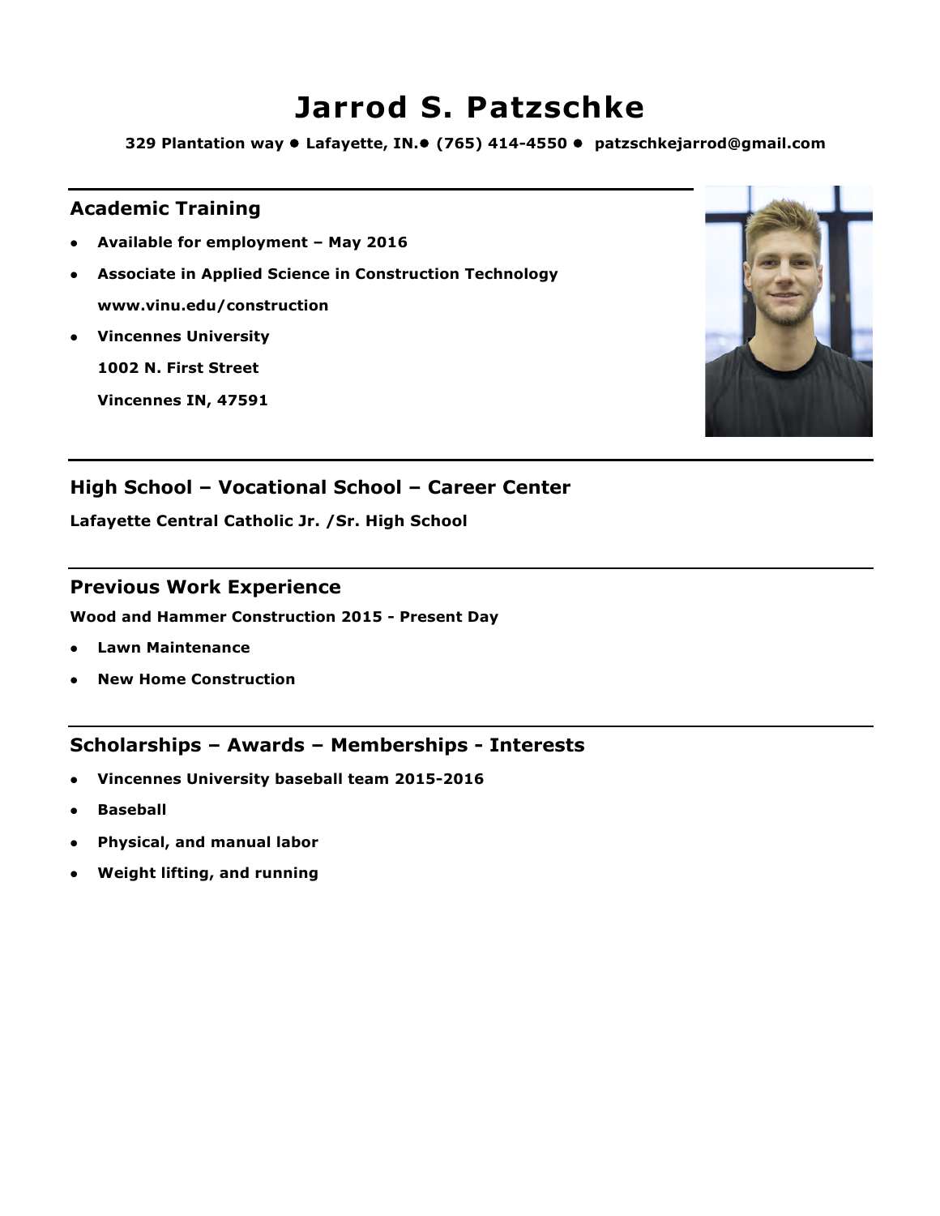# Jarrod S. Patzschke

**329 Plantation way ● Lafayette, IN.● (765) 414-4550 ● patzschkejarrod@gmail.com**

## Academic Training

- **Available for employment – May 2016**
- **Associate in Applied Science in Construction Technology**
  **www.vinu.edu/construction**
- **Vincennes University**
  **1002 N. First Street**
  **Vincennes IN, 47591**

## High School – Vocational School – Career Center

**Lafayette Central Catholic Jr. /Sr. High School**

## Previous Work Experience

**Wood and Hammer Construction 2015 - Present Day**

- **Lawn Maintenance**
- **New Home Construction**

## Scholarships – Awards – Memberships - Interests

- **Vincennes University baseball team 2015-2016**
- **Baseball**
- **Physical, and manual labor**
- **Weight lifting, and running**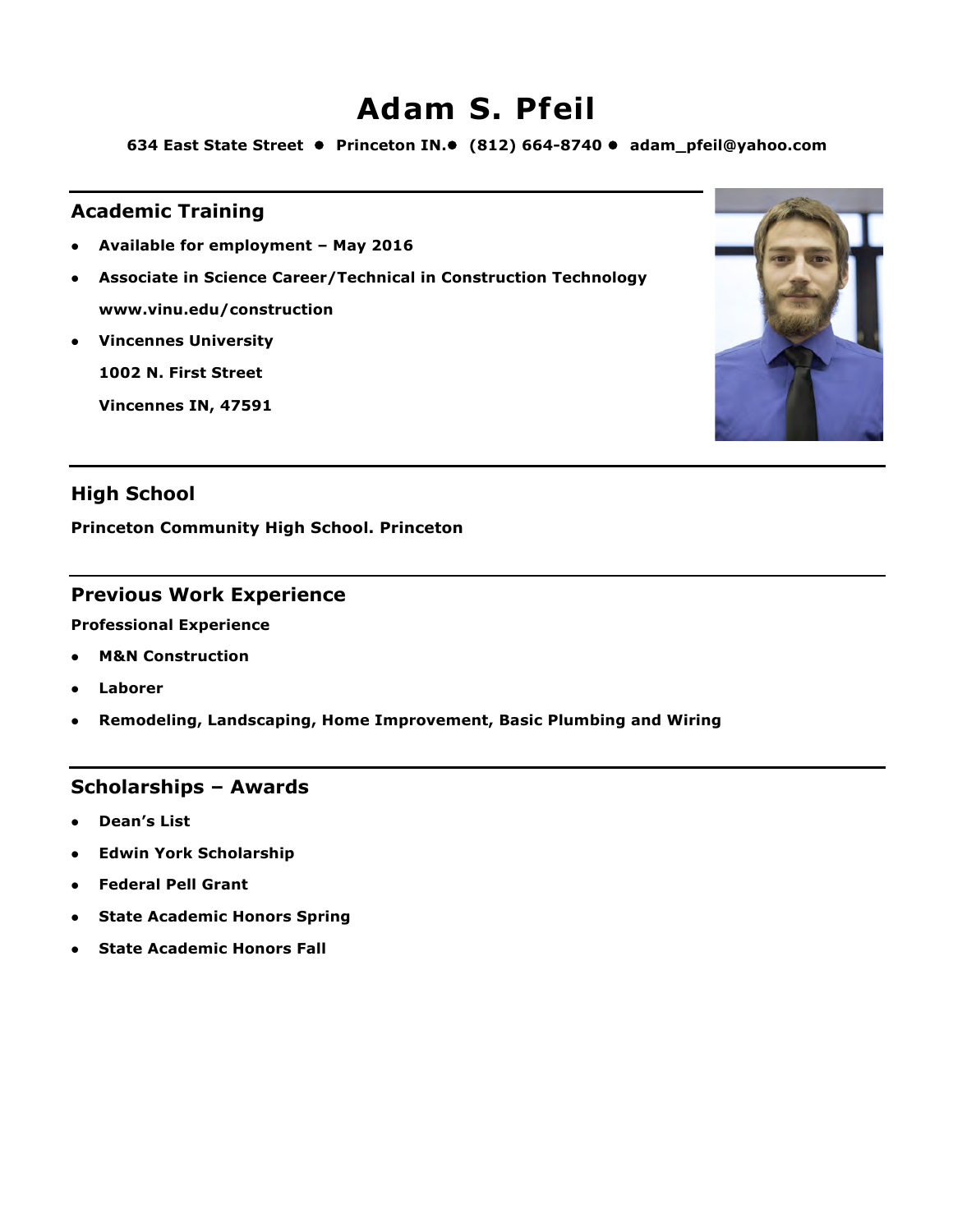# Adam S. Pfeil

**634 East State Street • Princeton IN.• (812) 664-8740 • adam_pfeil@yahoo.com**

## Academic Training

- **Available for employment – May 2016**
- **Associate in Science Career/Technical in Construction Technology**
  **www.vinu.edu/construction**
- **Vincennes University**
  **1002 N. First Street**
  **Vincennes IN, 47591**

## High School

**Princeton Community High School. Princeton**

## Previous Work Experience

**Professional Experience**

- **M&N Construction**
- **Laborer**
- **Remodeling, Landscaping, Home Improvement, Basic Plumbing and Wiring**

## Scholarships – Awards

- **Dean's List**
- **Edwin York Scholarship**
- **Federal Pell Grant**
- **State Academic Honors Spring**
- **State Academic Honors Fall**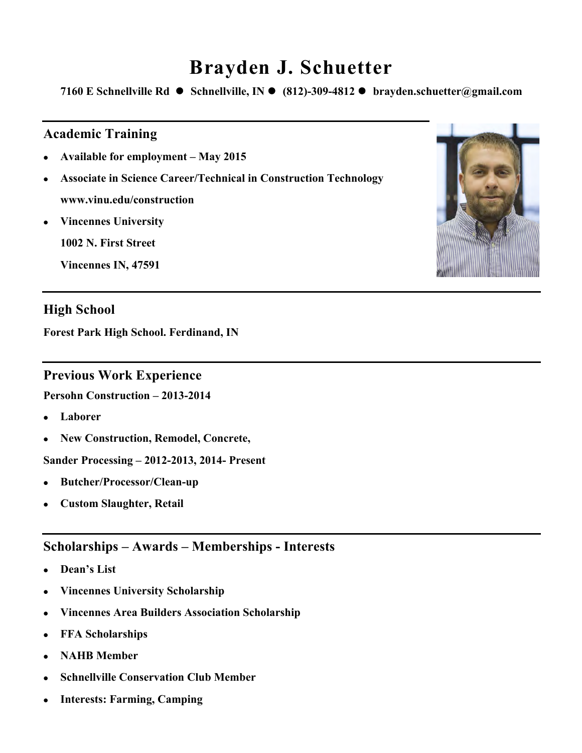# Brayden J. Schuetter

**7160 E Schnellville Rd ● Schnellville, IN ● (812)-309-4812 ● brayden.schuetter@gmail.com**

## Academic Training

- **Available for employment – May 2015**
- **Associate in Science Career/Technical in Construction Technology**
  **www.vinu.edu/construction**
- **Vincennes University**
  **1002 N. First Street**
  **Vincennes IN, 47591**

## High School

**Forest Park High School. Ferdinand, IN**

## Previous Work Experience

**Persohn Construction – 2013-2014**

- **Laborer**
- **New Construction, Remodel, Concrete,**

**Sander Processing – 2012-2013, 2014- Present**

- **Butcher/Processor/Clean-up**
- **Custom Slaughter, Retail**

## Scholarships – Awards – Memberships - Interests

- **Dean's List**
- **Vincennes University Scholarship**
- **Vincennes Area Builders Association Scholarship**
- **FFA Scholarships**
- **NAHB Member**
- **Schnellville Conservation Club Member**
- **Interests: Farming, Camping**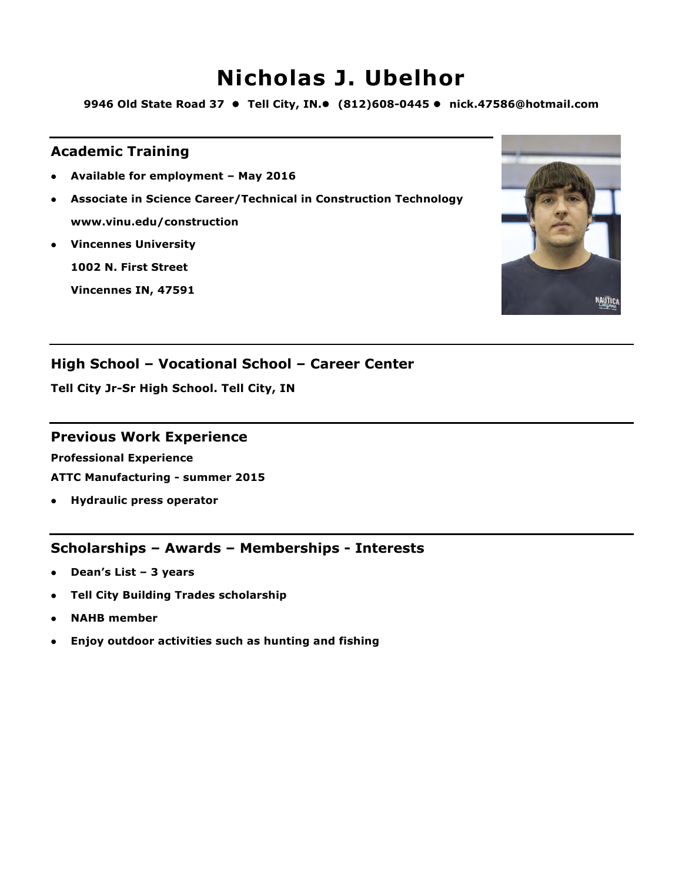# Nicholas J. Ubelhor

**9946 Old State Road 37 • Tell City, IN.• (812)608-0445 • nick.47586@hotmail.com**

## Academic Training

- **Available for employment – May 2016**
- **Associate in Science Career/Technical in Construction Technology**
  **www.vinu.edu/construction**
- **Vincennes University**
  **1002 N. First Street**
  **Vincennes IN, 47591**

## High School – Vocational School – Career Center

**Tell City Jr-Sr High School. Tell City, IN**

## Previous Work Experience

**Professional Experience**

**ATTC Manufacturing - summer 2015**

- **Hydraulic press operator**

## Scholarships – Awards – Memberships - Interests

- **Dean's List – 3 years**
- **Tell City Building Trades scholarship**
- **NAHB member**
- **Enjoy outdoor activities such as hunting and fishing**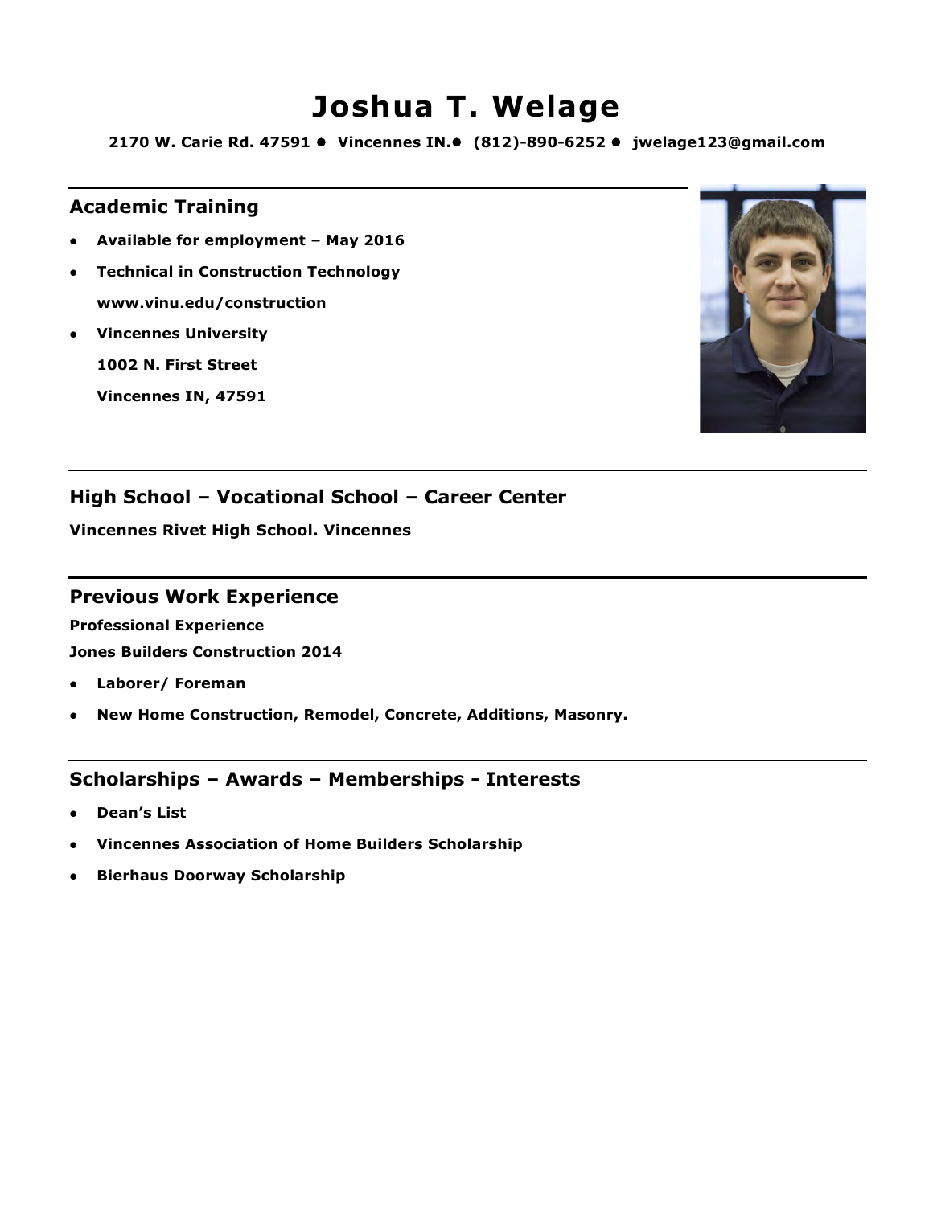# Joshua T. Welage

**2170 W. Carie Rd. 47591 • Vincennes IN.• (812)-890-6252 • jwelage123@gmail.com**

## Academic Training

- **Available for employment – May 2016**
- **Technical in Construction Technology**
  **www.vinu.edu/construction**
- **Vincennes University**
  **1002 N. First Street**
  **Vincennes IN, 47591**

## High School – Vocational School – Career Center

**Vincennes Rivet High School. Vincennes**

## Previous Work Experience

**Professional Experience**

**Jones Builders Construction 2014**

- **Laborer/ Foreman**
- **New Home Construction, Remodel, Concrete, Additions, Masonry.**

## Scholarships – Awards – Memberships - Interests

- **Dean's List**
- **Vincennes Association of Home Builders Scholarship**
- **Bierhaus Doorway Scholarship**